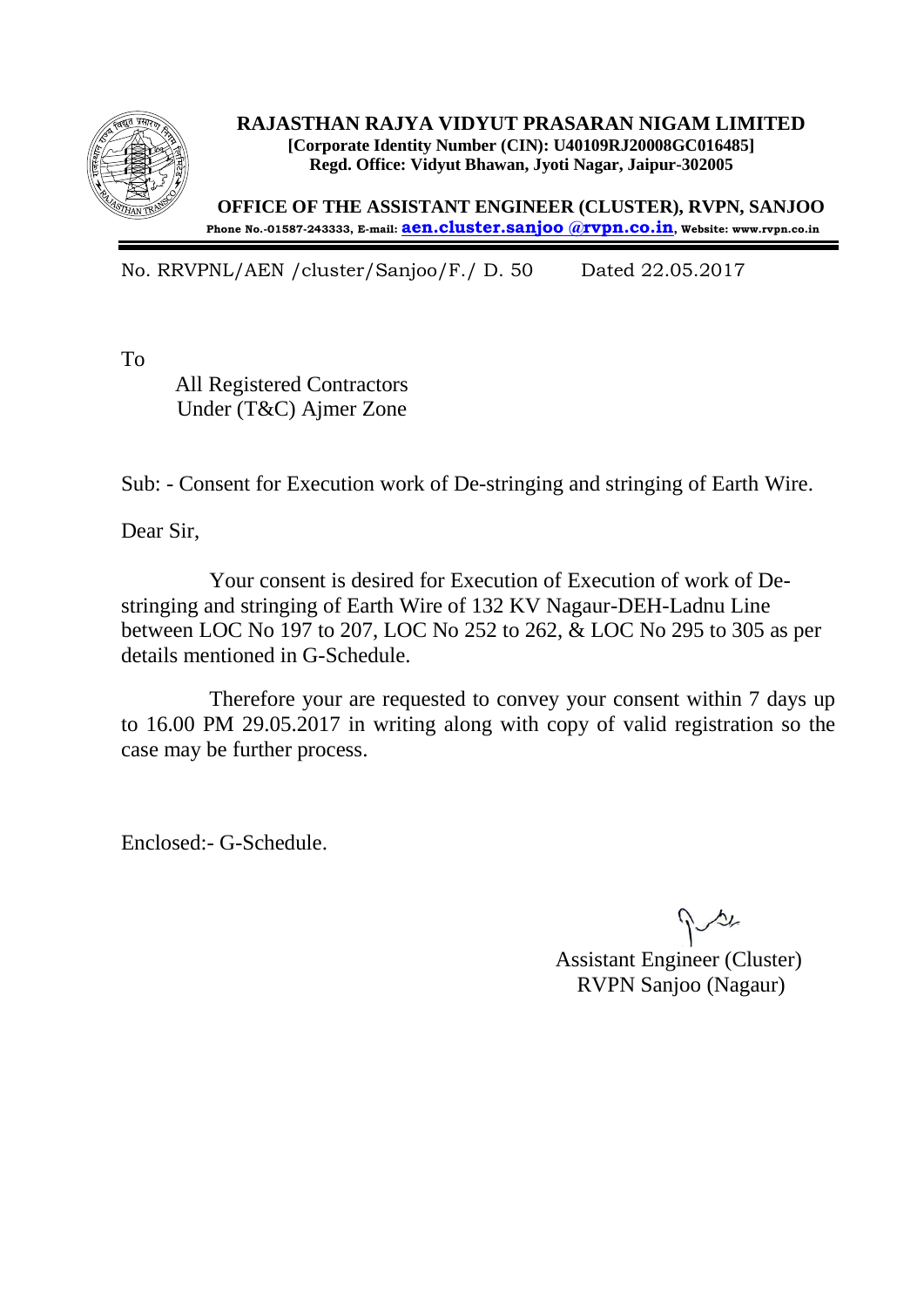# RAJASTHAN RAJYA VIDYUT PRASARAN NIGAM LIMITED

**[Corporate Identity Number (CIN): U40109RJ20008GC016485]**
**Regd. Office: Vidyut Bhawan, Jyoti Nagar, Jaipur-302005**

**OFFICE OF THE ASSISTANT ENGINEER (CLUSTER), RVPN, SANJOO**
**Phone No.-01587-243333, E-mail: aen.cluster.sanjoo @rvpn.co.in, Website: www.rvpn.co.in**

---

No. RRVPNL/AEN /cluster/Sanjoo/F./ D. 50 Dated 22.05.2017

To

All Registered Contractors
Under (T&C) Ajmer Zone

Sub: - Consent for Execution work of De-stringing and stringing of Earth Wire.

Dear Sir,

Your consent is desired for Execution of Execution of work of De-stringing and stringing of Earth Wire of 132 KV Nagaur-DEH-Ladnu Line between LOC No 197 to 207, LOC No 252 to 262, & LOC No 295 to 305 as per details mentioned in G-Schedule.

Therefore your are requested to convey your consent within 7 days up to 16.00 PM 29.05.2017 in writing along with copy of valid registration so the case may be further process.

Enclosed:- G-Schedule.

Assistant Engineer (Cluster)
RVPN Sanjoo (Nagaur)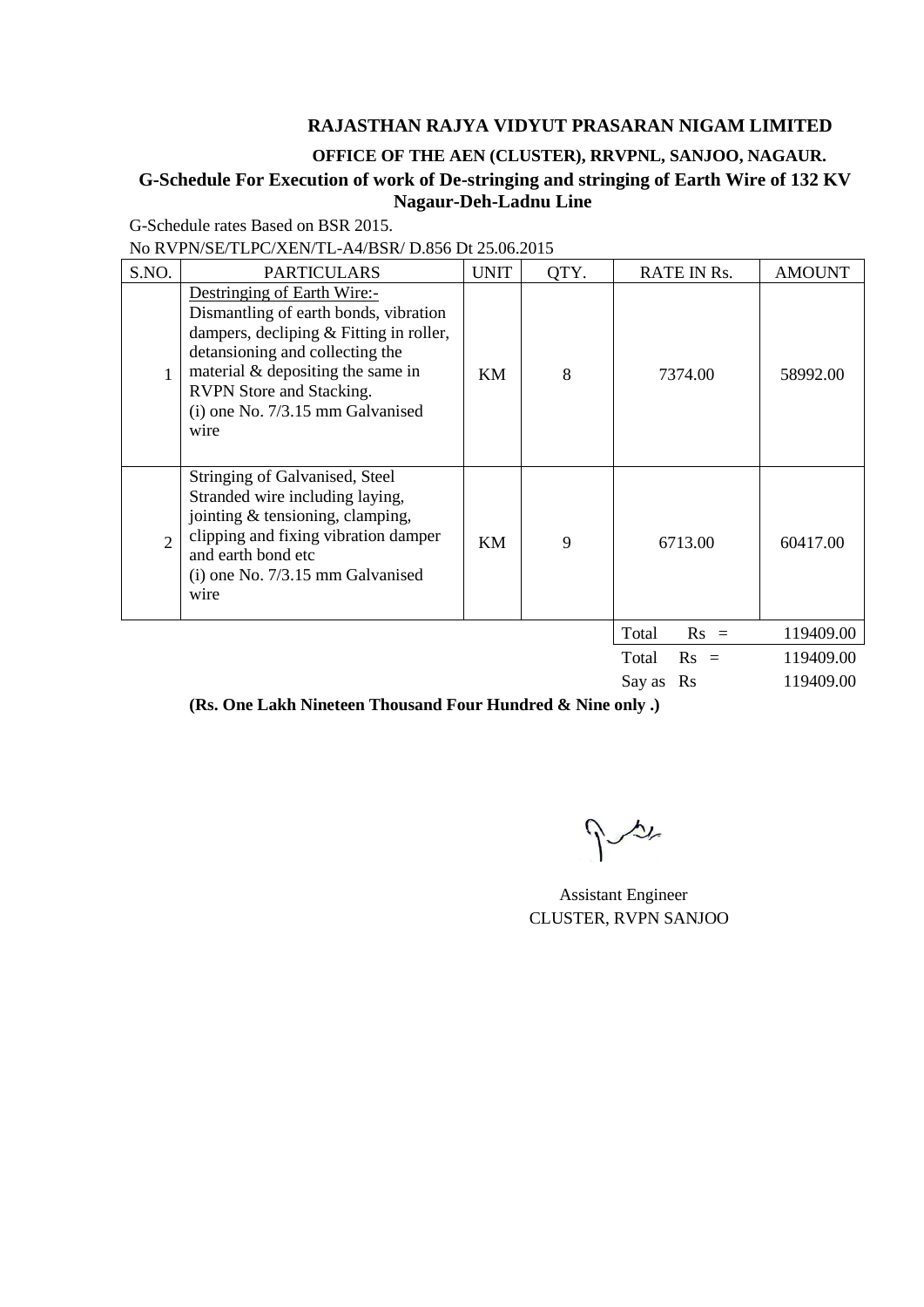**RAJASTHAN RAJYA VIDYUT PRASARAN NIGAM LIMITED**

**OFFICE OF THE AEN (CLUSTER), RRVPNL, SANJOO, NAGAUR.**

**G-Schedule For Execution of work of De-stringing and stringing of Earth Wire of 132 KV Nagaur-Deh-Ladnu Line**

G-Schedule rates Based on BSR 2015.

No RVPN/SE/TLPC/XEN/TL-A4/BSR/ D.856 Dt 25.06.2015

| S.NO. | PARTICULARS | UNIT | QTY. | RATE IN Rs. | AMOUNT |
|---|---|---|---|---|---|
| 1 | Destringing of Earth Wire:- Dismantling of earth bonds, vibration dampers, decliping & Fitting in roller, detansioning and collecting the material & depositing the same in RVPN Store and Stacking. (i) one No. 7/3.15 mm Galvanised wire | KM | 8 | 7374.00 | 58992.00 |
| 2 | Stringing of Galvanised, Steel Stranded wire including laying, jointing & tensioning, clamping, clipping and fixing vibration damper and earth bond etc (i) one No. 7/3.15 mm Galvanised wire | KM | 9 | 6713.00 | 60417.00 |
| | | | | Total Rs = | 119409.00 |
| | | | | Total Rs = | 119409.00 |
| | | | | Say as Rs | 119409.00 |

**(Rs. One Lakh Nineteen Thousand Four Hundred & Nine only .)**

Assistant Engineer
CLUSTER, RVPN SANJOO